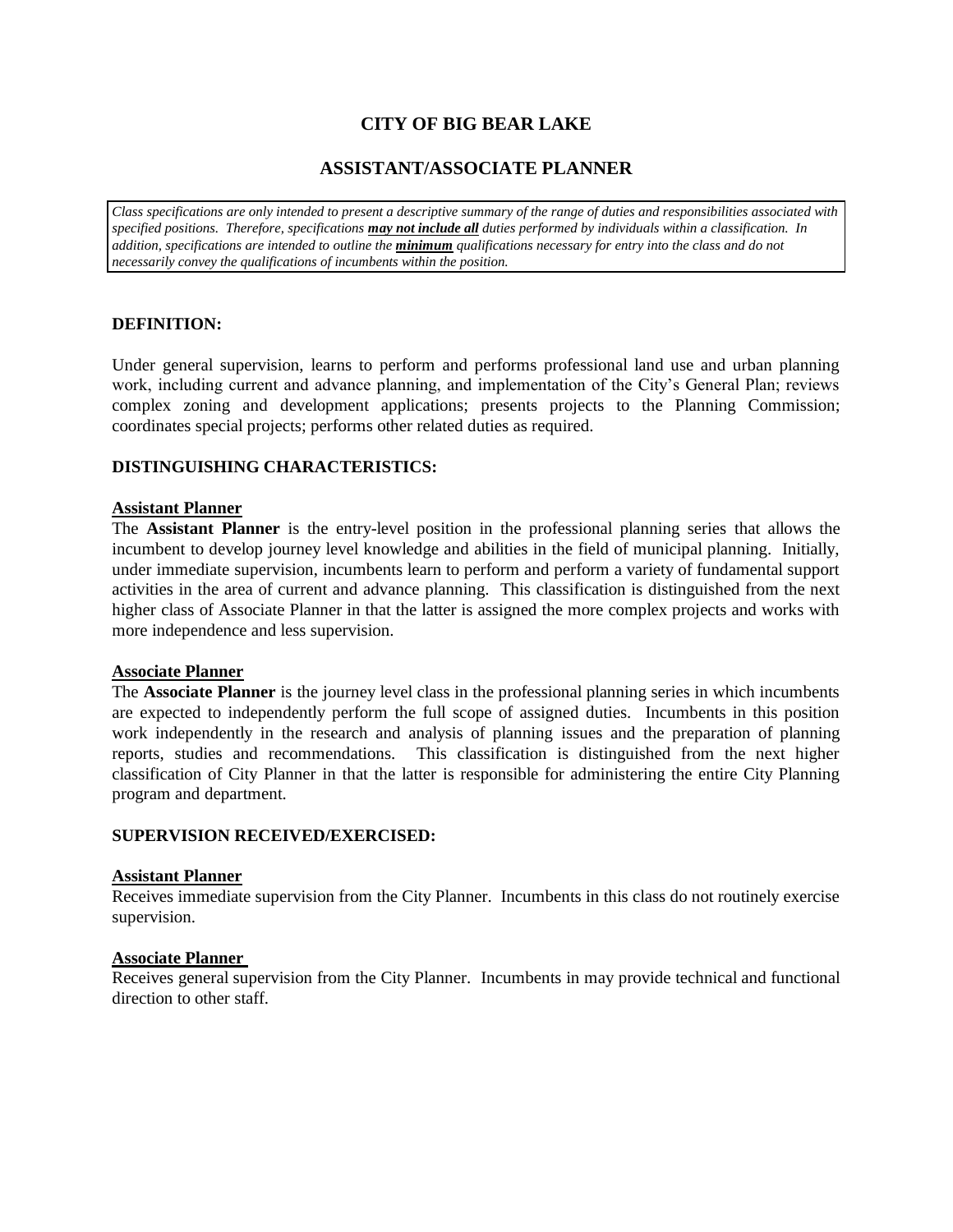# CITY OF BIG BEAR LAKE

## ASSISTANT/ASSOCIATE PLANNER

*Class specifications are only intended to present a descriptive summary of the range of duties and responsibilities associated with specified positions. Therefore, specifications **may not include all** duties performed by individuals within a classification. In addition, specifications are intended to outline the **minimum** qualifications necessary for entry into the class and do not necessarily convey the qualifications of incumbents within the position.*

### DEFINITION:

Under general supervision, learns to perform and performs professional land use and urban planning work, including current and advance planning, and implementation of the City's General Plan; reviews complex zoning and development applications; presents projects to the Planning Commission; coordinates special projects; performs other related duties as required.

### DISTINGUISHING CHARACTERISTICS:

**Assistant Planner**

The **Assistant Planner** is the entry-level position in the professional planning series that allows the incumbent to develop journey level knowledge and abilities in the field of municipal planning. Initially, under immediate supervision, incumbents learn to perform and perform a variety of fundamental support activities in the area of current and advance planning. This classification is distinguished from the next higher class of Associate Planner in that the latter is assigned the more complex projects and works with more independence and less supervision.

**Associate Planner**

The **Associate Planner** is the journey level class in the professional planning series in which incumbents are expected to independently perform the full scope of assigned duties. Incumbents in this position work independently in the research and analysis of planning issues and the preparation of planning reports, studies and recommendations. This classification is distinguished from the next higher classification of City Planner in that the latter is responsible for administering the entire City Planning program and department.

### SUPERVISION RECEIVED/EXERCISED:

**Assistant Planner**

Receives immediate supervision from the City Planner. Incumbents in this class do not routinely exercise supervision.

**Associate Planner**

Receives general supervision from the City Planner. Incumbents in may provide technical and functional direction to other staff.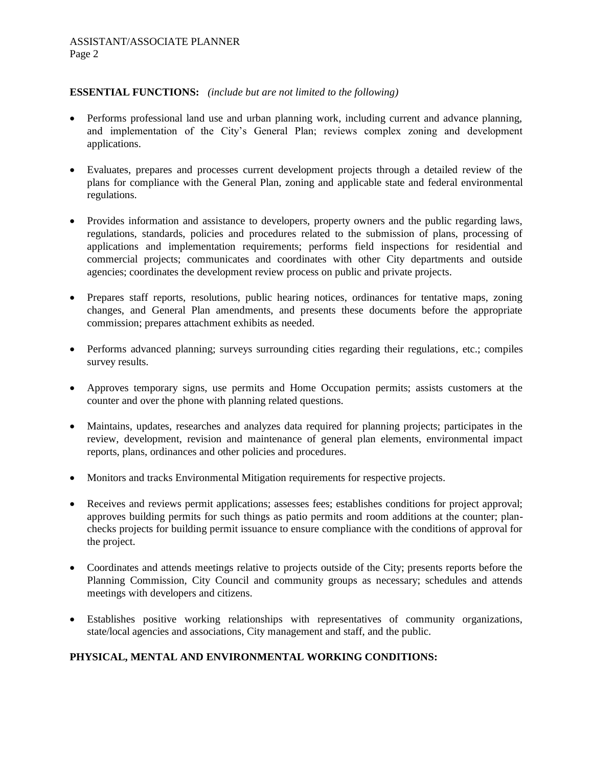**ESSENTIAL FUNCTIONS:** *(include but are not limited to the following)*

- Performs professional land use and urban planning work, including current and advance planning, and implementation of the City's General Plan; reviews complex zoning and development applications.
- Evaluates, prepares and processes current development projects through a detailed review of the plans for compliance with the General Plan, zoning and applicable state and federal environmental regulations.
- Provides information and assistance to developers, property owners and the public regarding laws, regulations, standards, policies and procedures related to the submission of plans, processing of applications and implementation requirements; performs field inspections for residential and commercial projects; communicates and coordinates with other City departments and outside agencies; coordinates the development review process on public and private projects.
- Prepares staff reports, resolutions, public hearing notices, ordinances for tentative maps, zoning changes, and General Plan amendments, and presents these documents before the appropriate commission; prepares attachment exhibits as needed.
- Performs advanced planning; surveys surrounding cities regarding their regulations, etc.; compiles survey results.
- Approves temporary signs, use permits and Home Occupation permits; assists customers at the counter and over the phone with planning related questions.
- Maintains, updates, researches and analyzes data required for planning projects; participates in the review, development, revision and maintenance of general plan elements, environmental impact reports, plans, ordinances and other policies and procedures.
- Monitors and tracks Environmental Mitigation requirements for respective projects.
- Receives and reviews permit applications; assesses fees; establishes conditions for project approval; approves building permits for such things as patio permits and room additions at the counter; plan-checks projects for building permit issuance to ensure compliance with the conditions of approval for the project.
- Coordinates and attends meetings relative to projects outside of the City; presents reports before the Planning Commission, City Council and community groups as necessary; schedules and attends meetings with developers and citizens.
- Establishes positive working relationships with representatives of community organizations, state/local agencies and associations, City management and staff, and the public.

**PHYSICAL, MENTAL AND ENVIRONMENTAL WORKING CONDITIONS:**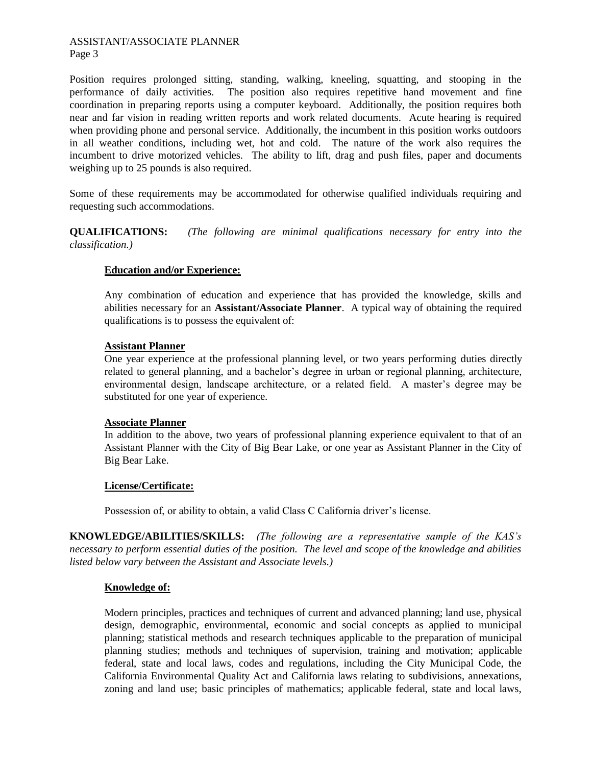Position requires prolonged sitting, standing, walking, kneeling, squatting, and stooping in the performance of daily activities. The position also requires repetitive hand movement and fine coordination in preparing reports using a computer keyboard. Additionally, the position requires both near and far vision in reading written reports and work related documents. Acute hearing is required when providing phone and personal service. Additionally, the incumbent in this position works outdoors in all weather conditions, including wet, hot and cold. The nature of the work also requires the incumbent to drive motorized vehicles. The ability to lift, drag and push files, paper and documents weighing up to 25 pounds is also required.

Some of these requirements may be accommodated for otherwise qualified individuals requiring and requesting such accommodations.

**QUALIFICATIONS:** *(The following are minimal qualifications necessary for entry into the classification.)*

**Education and/or Experience:**

Any combination of education and experience that has provided the knowledge, skills and abilities necessary for an **Assistant/Associate Planner**. A typical way of obtaining the required qualifications is to possess the equivalent of:

**Assistant Planner**

One year experience at the professional planning level, or two years performing duties directly related to general planning, and a bachelor's degree in urban or regional planning, architecture, environmental design, landscape architecture, or a related field. A master's degree may be substituted for one year of experience.

**Associate Planner**

In addition to the above, two years of professional planning experience equivalent to that of an Assistant Planner with the City of Big Bear Lake, or one year as Assistant Planner in the City of Big Bear Lake.

**License/Certificate:**

Possession of, or ability to obtain, a valid Class C California driver's license.

**KNOWLEDGE/ABILITIES/SKILLS:** *(The following are a representative sample of the KAS's necessary to perform essential duties of the position. The level and scope of the knowledge and abilities listed below vary between the Assistant and Associate levels.)*

**Knowledge of:**

Modern principles, practices and techniques of current and advanced planning; land use, physical design, demographic, environmental, economic and social concepts as applied to municipal planning; statistical methods and research techniques applicable to the preparation of municipal planning studies; methods and techniques of supervision, training and motivation; applicable federal, state and local laws, codes and regulations, including the City Municipal Code, the California Environmental Quality Act and California laws relating to subdivisions, annexations, zoning and land use; basic principles of mathematics; applicable federal, state and local laws,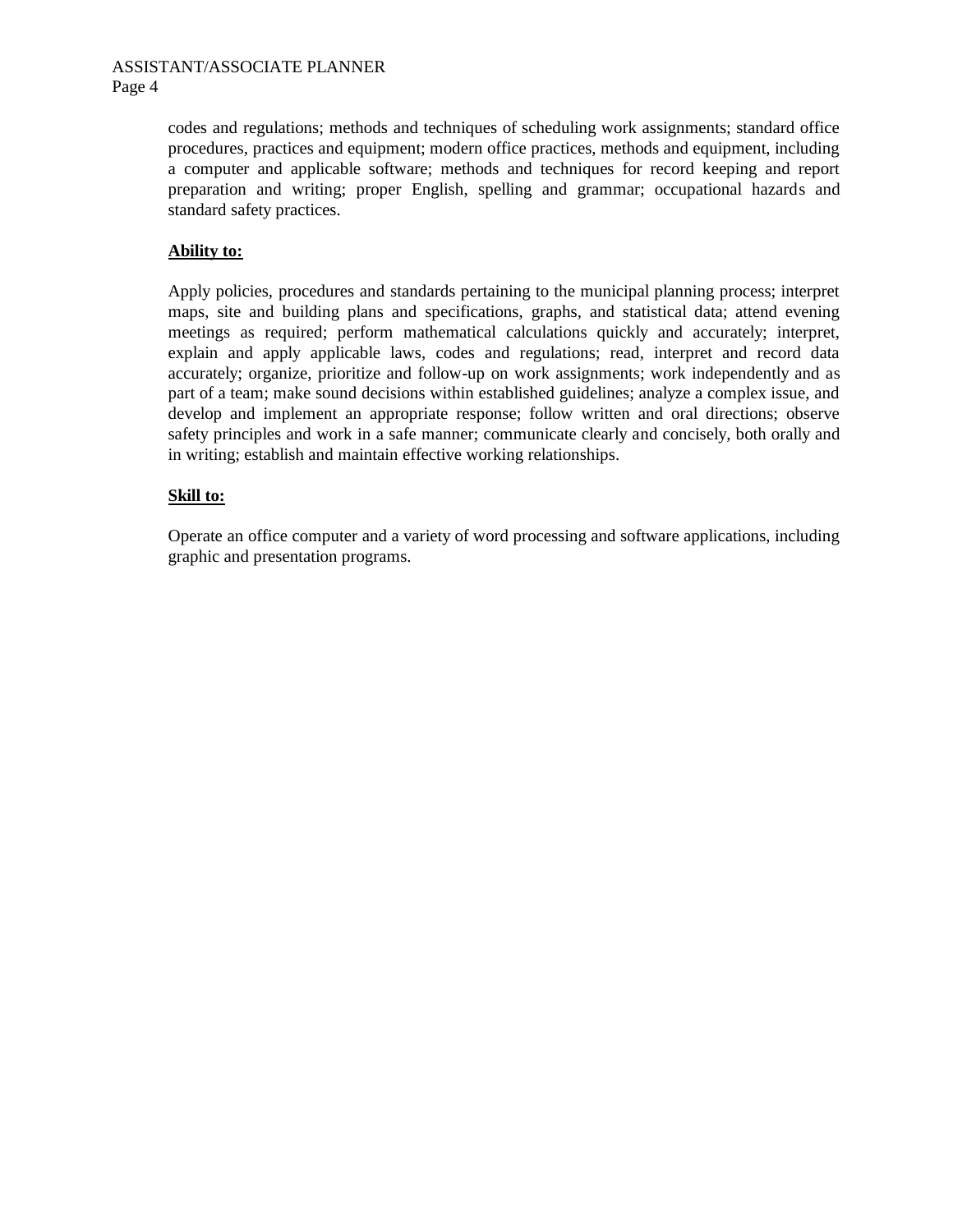codes and regulations; methods and techniques of scheduling work assignments; standard office procedures, practices and equipment; modern office practices, methods and equipment, including a computer and applicable software; methods and techniques for record keeping and report preparation and writing; proper English, spelling and grammar; occupational hazards and standard safety practices.

**Ability to:**

Apply policies, procedures and standards pertaining to the municipal planning process; interpret maps, site and building plans and specifications, graphs, and statistical data; attend evening meetings as required; perform mathematical calculations quickly and accurately; interpret, explain and apply applicable laws, codes and regulations; read, interpret and record data accurately; organize, prioritize and follow-up on work assignments; work independently and as part of a team; make sound decisions within established guidelines; analyze a complex issue, and develop and implement an appropriate response; follow written and oral directions; observe safety principles and work in a safe manner; communicate clearly and concisely, both orally and in writing; establish and maintain effective working relationships.

**Skill to:**

Operate an office computer and a variety of word processing and software applications, including graphic and presentation programs.